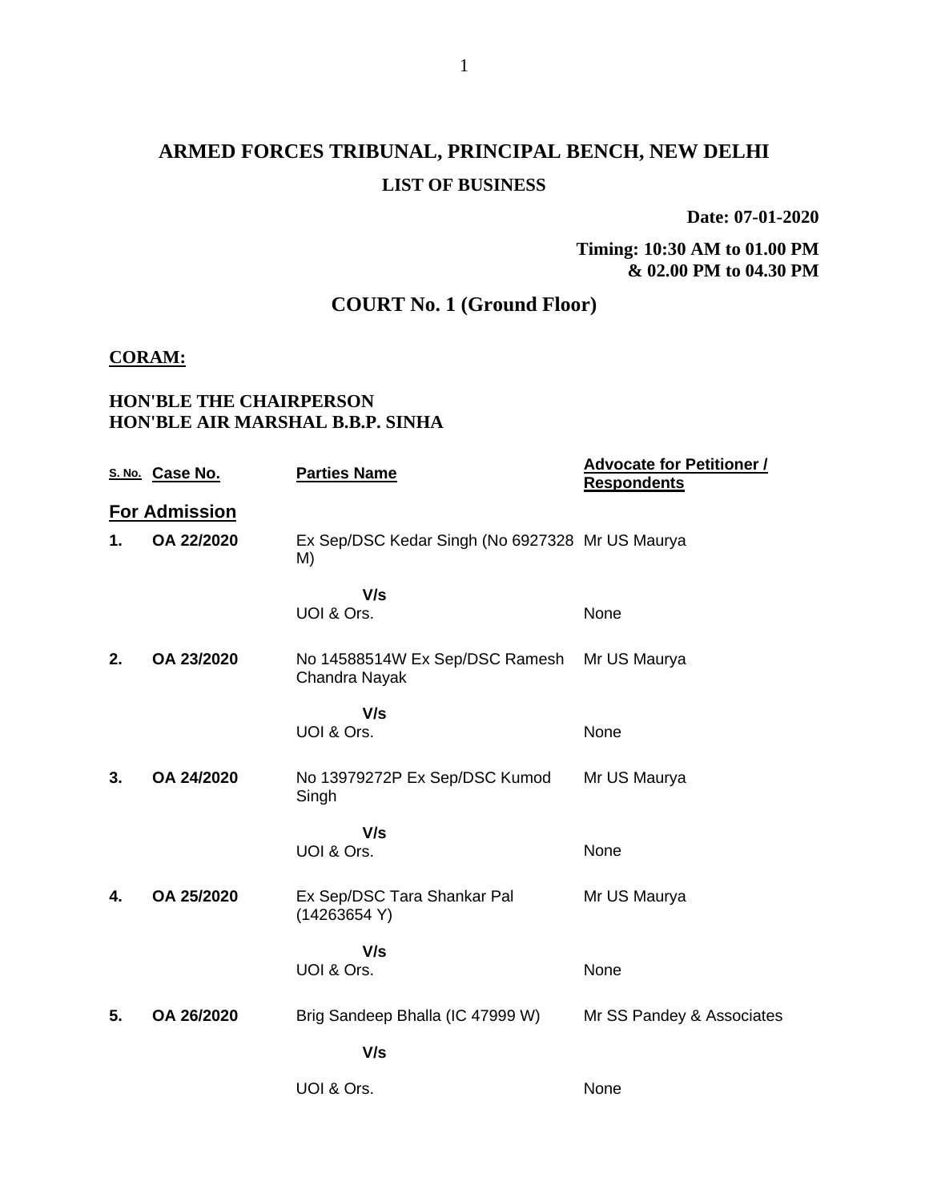# ARMED FORCES TRIBUNAL, PRINCIPAL BENCH, NEW DELHI

## LIST OF BUSINESS

**Date: 07-01-2020**

**Timing: 10:30 AM to 01.00 PM & 02.00 PM to 04.30 PM**

## COURT No. 1 (Ground Floor)

**CORAM:**

**HON'BLE THE CHAIRPERSON**
**HON'BLE AIR MARSHAL B.B.P. SINHA**

| S. No. | Case No. | Parties Name | Advocate for Petitioner / Respondents |
|---|---|---|---|
| **For Admission** | | | |
| **1.** | **OA 22/2020** | Ex Sep/DSC Kedar Singh (No 6927328 M) | Mr US Maurya |
| | | **V/s** | |
| | | UOI & Ors. | None |
| **2.** | **OA 23/2020** | No 14588514W Ex Sep/DSC Ramesh Chandra Nayak | Mr US Maurya |
| | | **V/s** | |
| | | UOI & Ors. | None |
| **3.** | **OA 24/2020** | No 13979272P Ex Sep/DSC Kumod Singh | Mr US Maurya |
| | | **V/s** | |
| | | UOI & Ors. | None |
| **4.** | **OA 25/2020** | Ex Sep/DSC Tara Shankar Pal (14263654 Y) | Mr US Maurya |
| | | **V/s** | |
| | | UOI & Ors. | None |
| **5.** | **OA 26/2020** | Brig Sandeep Bhalla (IC 47999 W) | Mr SS Pandey & Associates |
| | | **V/s** | |
| | | UOI & Ors. | None |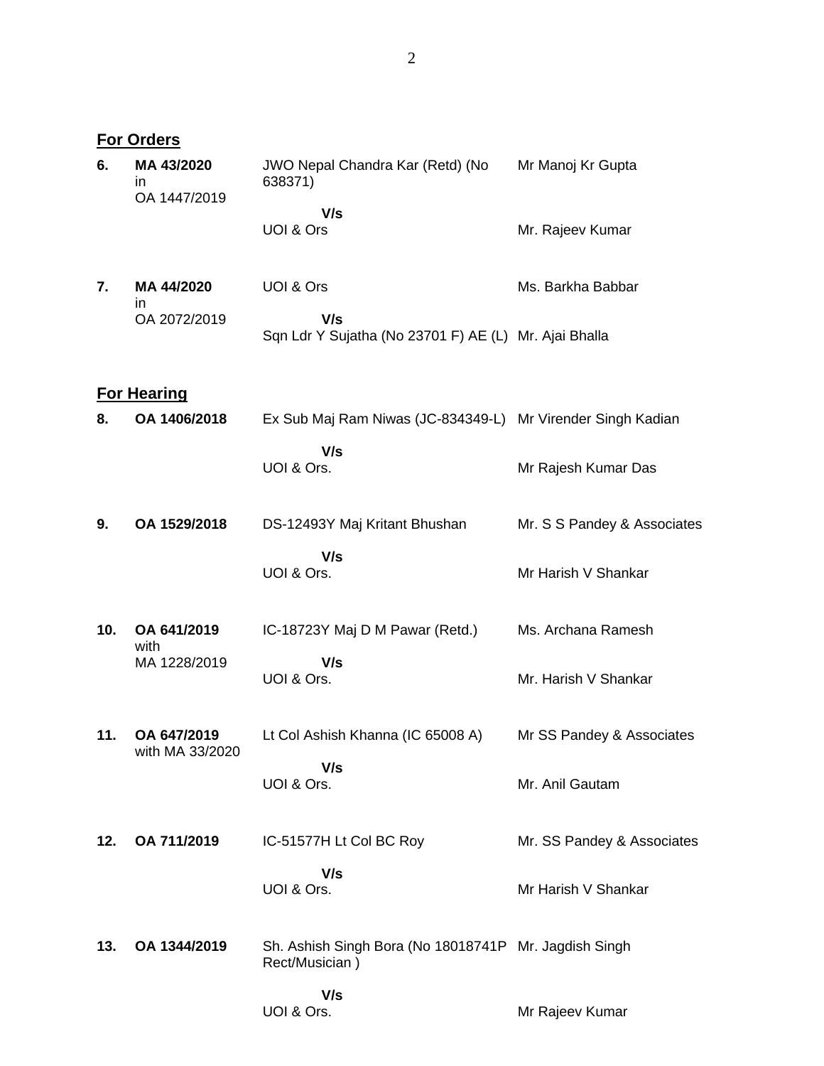## For Orders

| | | | |
|---|---|---|---|
| **6.** | **MA 43/2020** in OA 1447/2019 | JWO Nepal Chandra Kar (Retd) (No 638371) | Mr Manoj Kr Gupta |
| | | **V/s** | |
| | | UOI & Ors | Mr. Rajeev Kumar |
| **7.** | **MA 44/2020** in OA 2072/2019 | UOI & Ors | Ms. Barkha Babbar |
| | | **V/s** | |
| | | Sqn Ldr Y Sujatha (No 23701 F) AE (L) | Mr. Ajai Bhalla |

## For Hearing

| | | | |
|---|---|---|---|
| **8.** | **OA 1406/2018** | Ex Sub Maj Ram Niwas (JC-834349-L) | Mr Virender Singh Kadian |
| | | **V/s** | |
| | | UOI & Ors. | Mr Rajesh Kumar Das |
| **9.** | **OA 1529/2018** | DS-12493Y Maj Kritant Bhushan | Mr. S S Pandey & Associates |
| | | **V/s** | |
| | | UOI & Ors. | Mr Harish V Shankar |
| **10.** | **OA 641/2019** with MA 1228/2019 | IC-18723Y Maj D M Pawar (Retd.) | Ms. Archana Ramesh |
| | | **V/s** | |
| | | UOI & Ors. | Mr. Harish V Shankar |
| **11.** | **OA 647/2019** with MA 33/2020 | Lt Col Ashish Khanna (IC 65008 A) | Mr SS Pandey & Associates |
| | | **V/s** | |
| | | UOI & Ors. | Mr. Anil Gautam |
| **12.** | **OA 711/2019** | IC-51577H Lt Col BC Roy | Mr. SS Pandey & Associates |
| | | **V/s** | |
| | | UOI & Ors. | Mr Harish V Shankar |
| **13.** | **OA 1344/2019** | Sh. Ashish Singh Bora (No 18018741P Rect/Musician ) | Mr. Jagdish Singh |
| | | **V/s** | |
| | | UOI & Ors. | Mr Rajeev Kumar |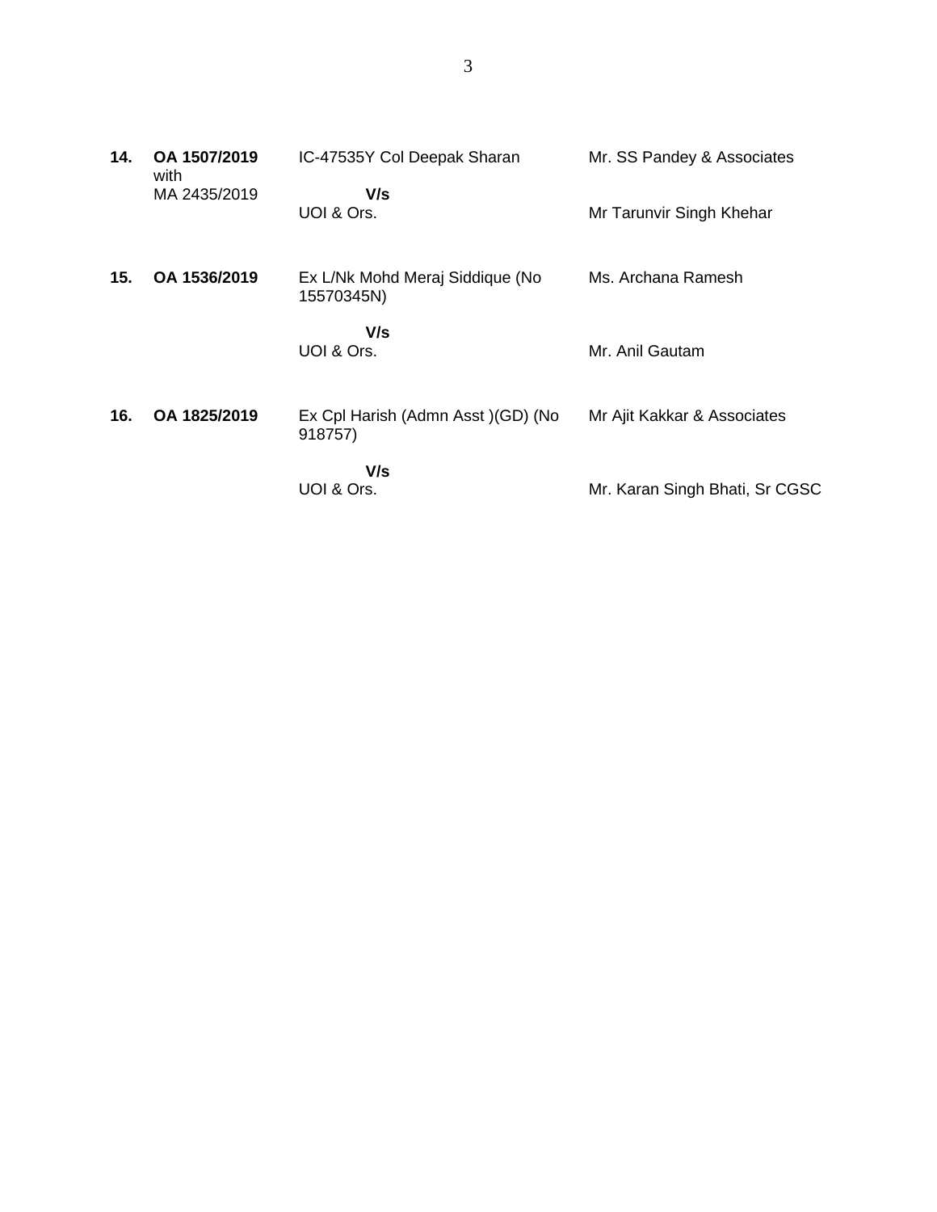| | | | |
|---|---|---|---|
| **14.** | **OA 1507/2019** with MA 2435/2019 | IC-47535Y Col Deepak Sharan<br>**V/s**<br>UOI & Ors. | Mr. SS Pandey & Associates<br><br>Mr Tarunvir Singh Khehar |
| **15.** | **OA 1536/2019** | Ex L/Nk Mohd Meraj Siddique (No 15570345N)<br>**V/s**<br>UOI & Ors. | Ms. Archana Ramesh<br><br>Mr. Anil Gautam |
| **16.** | **OA 1825/2019** | Ex Cpl Harish (Admn Asst )(GD) (No 918757)<br>**V/s**<br>UOI & Ors. | Mr Ajit Kakkar & Associates<br><br>Mr. Karan Singh Bhati, Sr CGSC |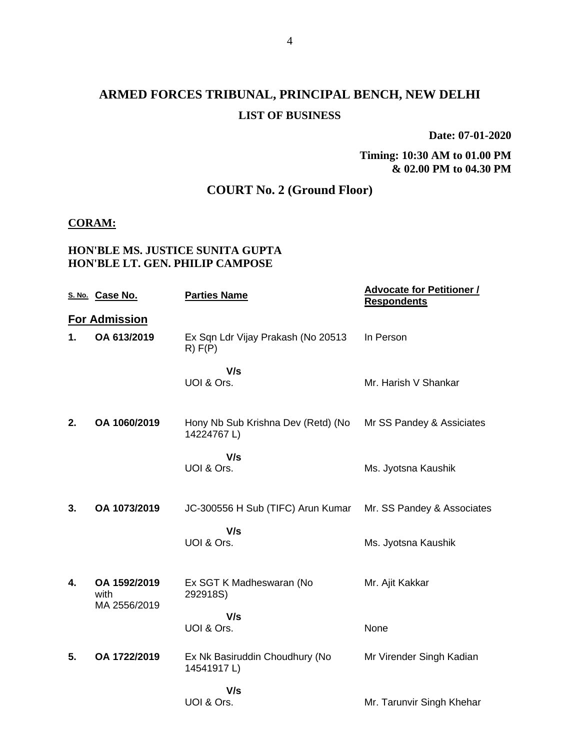# ARMED FORCES TRIBUNAL, PRINCIPAL BENCH, NEW DELHI

## LIST OF BUSINESS

**Date: 07-01-2020**

**Timing: 10:30 AM to 01.00 PM & 02.00 PM to 04.30 PM**

## COURT No. 2 (Ground Floor)

**CORAM:**

**HON'BLE MS. JUSTICE SUNITA GUPTA**
**HON'BLE LT. GEN. PHILIP CAMPOSE**

| S. No. | Case No. | Parties Name | Advocate for Petitioner / Respondents |
|---|---|---|---|
| **For Admission** | | | |
| **1.** | **OA 613/2019** | Ex Sqn Ldr Vijay Prakash (No 20513 R) F(P) | In Person |
| | | **V/s** UOI & Ors. | Mr. Harish V Shankar |
| **2.** | **OA 1060/2019** | Hony Nb Sub Krishna Dev (Retd) (No 14224767 L) | Mr SS Pandey & Assiciates |
| | | **V/s** UOI & Ors. | Ms. Jyotsna Kaushik |
| **3.** | **OA 1073/2019** | JC-300556 H Sub (TIFC) Arun Kumar | Mr. SS Pandey & Associates |
| | | **V/s** UOI & Ors. | Ms. Jyotsna Kaushik |
| **4.** | **OA 1592/2019** with MA 2556/2019 | Ex SGT K Madheswaran (No 292918S) | Mr. Ajit Kakkar |
| | | **V/s** UOI & Ors. | None |
| **5.** | **OA 1722/2019** | Ex Nk Basiruddin Choudhury (No 14541917 L) | Mr Virender Singh Kadian |
| | | **V/s** UOI & Ors. | Mr. Tarunvir Singh Khehar |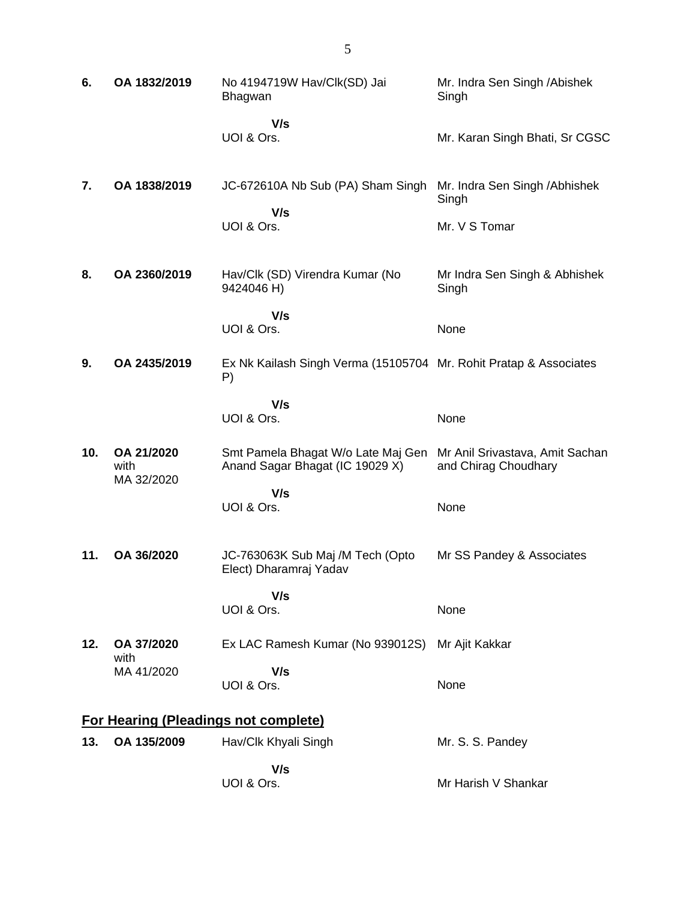| | | | |
|---|---|---|---|
| **6.** | **OA 1832/2019** | No 4194719W Hav/Clk(SD) Jai Bhagwan | Mr. Indra Sen Singh /Abishek Singh |
| | | **V/s** | |
| | | UOI & Ors. | Mr. Karan Singh Bhati, Sr CGSC |
| **7.** | **OA 1838/2019** | JC-672610A Nb Sub (PA) Sham Singh | Mr. Indra Sen Singh /Abhishek Singh |
| | | **V/s** | |
| | | UOI & Ors. | Mr. V S Tomar |
| **8.** | **OA 2360/2019** | Hav/Clk (SD) Virendra Kumar (No 9424046 H) | Mr Indra Sen Singh & Abhishek Singh |
| | | **V/s** | |
| | | UOI & Ors. | None |
| **9.** | **OA 2435/2019** | Ex Nk Kailash Singh Verma (15105704 P) | Mr. Rohit Pratap & Associates |
| | | **V/s** | |
| | | UOI & Ors. | None |
| **10.** | **OA 21/2020** with MA 32/2020 | Smt Pamela Bhagat W/o Late Maj Gen Anand Sagar Bhagat (IC 19029 X) | Mr Anil Srivastava, Amit Sachan and Chirag Choudhary |
| | | **V/s** | |
| | | UOI & Ors. | None |
| **11.** | **OA 36/2020** | JC-763063K Sub Maj /M Tech (Opto Elect) Dharamraj Yadav | Mr SS Pandey & Associates |
| | | **V/s** | |
| | | UOI & Ors. | None |
| **12.** | **OA 37/2020** with MA 41/2020 | Ex LAC Ramesh Kumar (No 939012S) | Mr Ajit Kakkar |
| | | **V/s** | |
| | | UOI & Ors. | None |

## For Hearing (Pleadings not complete)

| | | | |
|---|---|---|---|
| **13.** | **OA 135/2009** | Hav/Clk Khyali Singh | Mr. S. S. Pandey |
| | | **V/s** | |
| | | UOI & Ors. | Mr Harish V Shankar |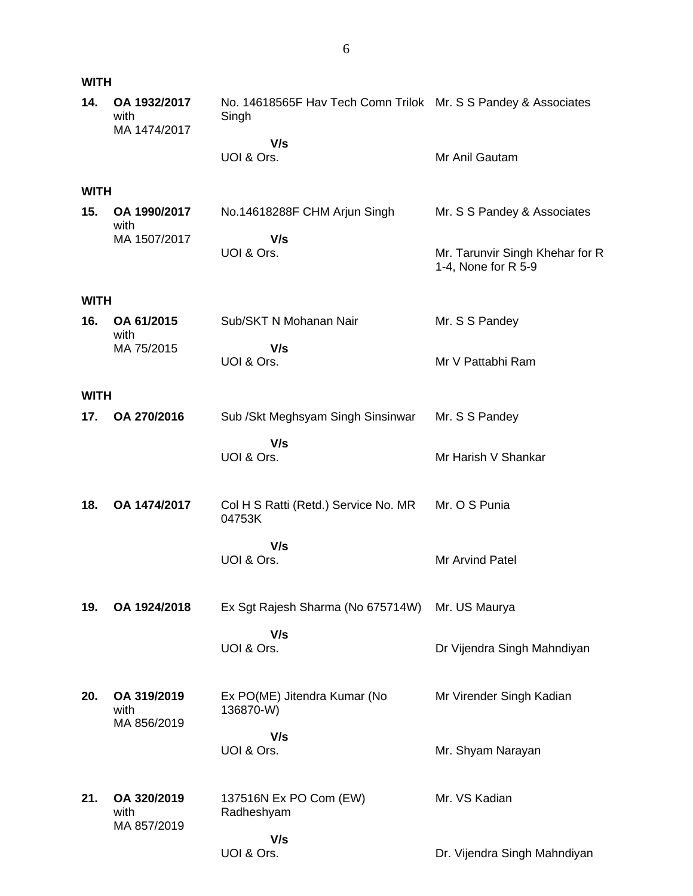**WITH**

| | | | |
|---|---|---|---|
| **14.** | **OA 1932/2017** with MA 1474/2017 | No. 14618565F Hav Tech Comn Trilok Singh | Mr. S S Pandey & Associates |
| | | **V/s** UOI & Ors. | Mr Anil Gautam |

**WITH**

| | | | |
|---|---|---|---|
| **15.** | **OA 1990/2017** with MA 1507/2017 | No.14618288F CHM Arjun Singh | Mr. S S Pandey & Associates |
| | | **V/s** UOI & Ors. | Mr. Tarunvir Singh Khehar for R 1-4, None for R 5-9 |

**WITH**

| | | | |
|---|---|---|---|
| **16.** | **OA 61/2015** with MA 75/2015 | Sub/SKT N Mohanan Nair | Mr. S S Pandey |
| | | **V/s** UOI & Ors. | Mr V Pattabhi Ram |

**WITH**

| | | | |
|---|---|---|---|
| **17.** | **OA 270/2016** | Sub /Skt Meghsyam Singh Sinsinwar | Mr. S S Pandey |
| | | **V/s** UOI & Ors. | Mr Harish V Shankar |
| **18.** | **OA 1474/2017** | Col H S Ratti (Retd.) Service No. MR 04753K | Mr. O S Punia |
| | | **V/s** UOI & Ors. | Mr Arvind Patel |
| **19.** | **OA 1924/2018** | Ex Sgt Rajesh Sharma (No 675714W) | Mr. US Maurya |
| | | **V/s** UOI & Ors. | Dr Vijendra Singh Mahndiyan |
| **20.** | **OA 319/2019** with MA 856/2019 | Ex PO(ME) Jitendra Kumar (No 136870-W) | Mr Virender Singh Kadian |
| | | **V/s** UOI & Ors. | Mr. Shyam Narayan |
| **21.** | **OA 320/2019** with MA 857/2019 | 137516N Ex PO Com (EW) Radheshyam | Mr. VS Kadian |
| | | **V/s** UOI & Ors. | Dr. Vijendra Singh Mahndiyan |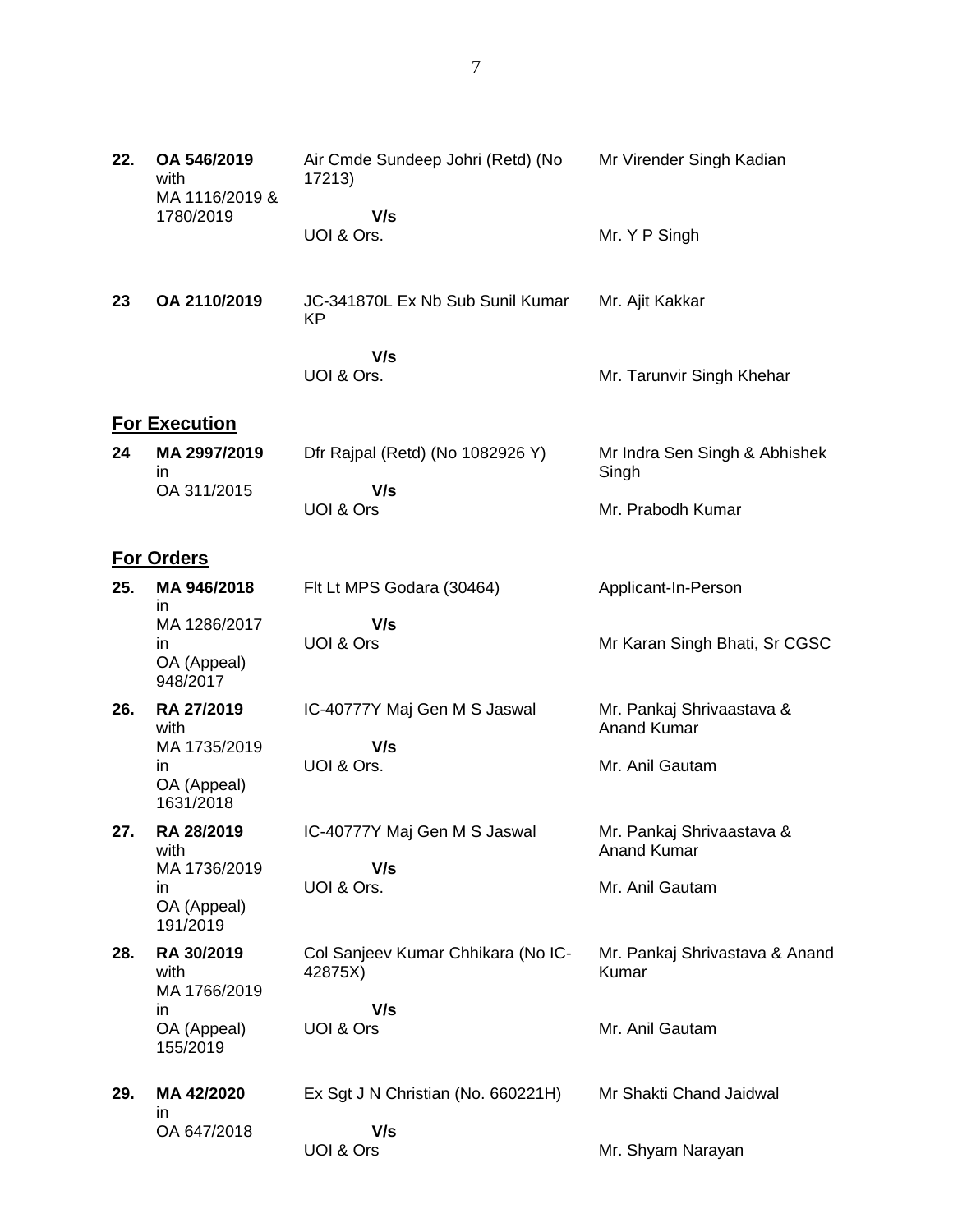| | | | |
|---|---|---|---|
| **22.** | **OA 546/2019** with MA 1116/2019 & 1780/2019 | Air Cmde Sundeep Johri (Retd) (No 17213)<br>**V/s**<br>UOI & Ors. | Mr Virender Singh Kadian<br><br>Mr. Y P Singh |
| **23** | **OA 2110/2019** | JC-341870L Ex Nb Sub Sunil Kumar KP<br>**V/s**<br>UOI & Ors. | Mr. Ajit Kakkar<br><br>Mr. Tarunvir Singh Khehar |

## <u>For Execution</u>

| | | | |
|---|---|---|---|
| **24** | **MA 2997/2019** in OA 311/2015 | Dfr Rajpal (Retd) (No 1082926 Y)<br>**V/s**<br>UOI & Ors | Mr Indra Sen Singh & Abhishek Singh<br><br>Mr. Prabodh Kumar |

## <u>For Orders</u>

| | | | |
|---|---|---|---|
| **25.** | **MA 946/2018** in MA 1286/2017 in OA (Appeal) 948/2017 | Flt Lt MPS Godara (30464)<br>**V/s**<br>UOI & Ors | Applicant-In-Person<br><br>Mr Karan Singh Bhati, Sr CGSC |
| **26.** | **RA 27/2019** with MA 1735/2019 in OA (Appeal) 1631/2018 | IC-40777Y Maj Gen M S Jaswal<br>**V/s**<br>UOI & Ors. | Mr. Pankaj Shrivaastava & Anand Kumar<br><br>Mr. Anil Gautam |
| **27.** | **RA 28/2019** with MA 1736/2019 in OA (Appeal) 191/2019 | IC-40777Y Maj Gen M S Jaswal<br>**V/s**<br>UOI & Ors. | Mr. Pankaj Shrivaastava & Anand Kumar<br><br>Mr. Anil Gautam |
| **28.** | **RA 30/2019** with MA 1766/2019 in OA (Appeal) 155/2019 | Col Sanjeev Kumar Chhikara (No IC-42875X)<br>**V/s**<br>UOI & Ors | Mr. Pankaj Shrivastava & Anand Kumar<br><br>Mr. Anil Gautam |
| **29.** | **MA 42/2020** in OA 647/2018 | Ex Sgt J N Christian (No. 660221H)<br>**V/s**<br>UOI & Ors | Mr Shakti Chand Jaidwal<br><br>Mr. Shyam Narayan |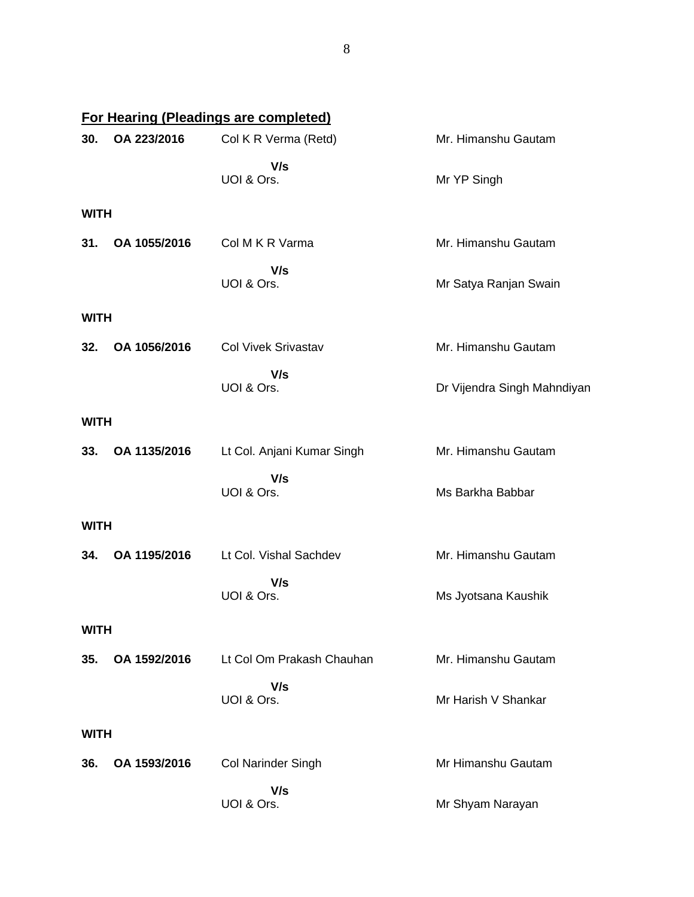**For Hearing (Pleadings are completed)**

**30. OA 223/2016** Col K R Verma (Retd) Mr. Himanshu Gautam

**V/s**

UOI & Ors. Mr YP Singh

**WITH**

**31. OA 1055/2016** Col M K R Varma Mr. Himanshu Gautam

**V/s**

UOI & Ors. Mr Satya Ranjan Swain

**WITH**

**32. OA 1056/2016** Col Vivek Srivastav Mr. Himanshu Gautam

**V/s**

UOI & Ors. Dr Vijendra Singh Mahndiyan

**WITH**

**33. OA 1135/2016** Lt Col. Anjani Kumar Singh Mr. Himanshu Gautam

**V/s**

UOI & Ors. Ms Barkha Babbar

**WITH**

**34. OA 1195/2016** Lt Col. Vishal Sachdev Mr. Himanshu Gautam

**V/s**

UOI & Ors. Ms Jyotsana Kaushik

**WITH**

**35. OA 1592/2016** Lt Col Om Prakash Chauhan Mr. Himanshu Gautam

**V/s**

UOI & Ors. Mr Harish V Shankar

**WITH**

**36. OA 1593/2016** Col Narinder Singh Mr Himanshu Gautam

**V/s**

UOI & Ors. Mr Shyam Narayan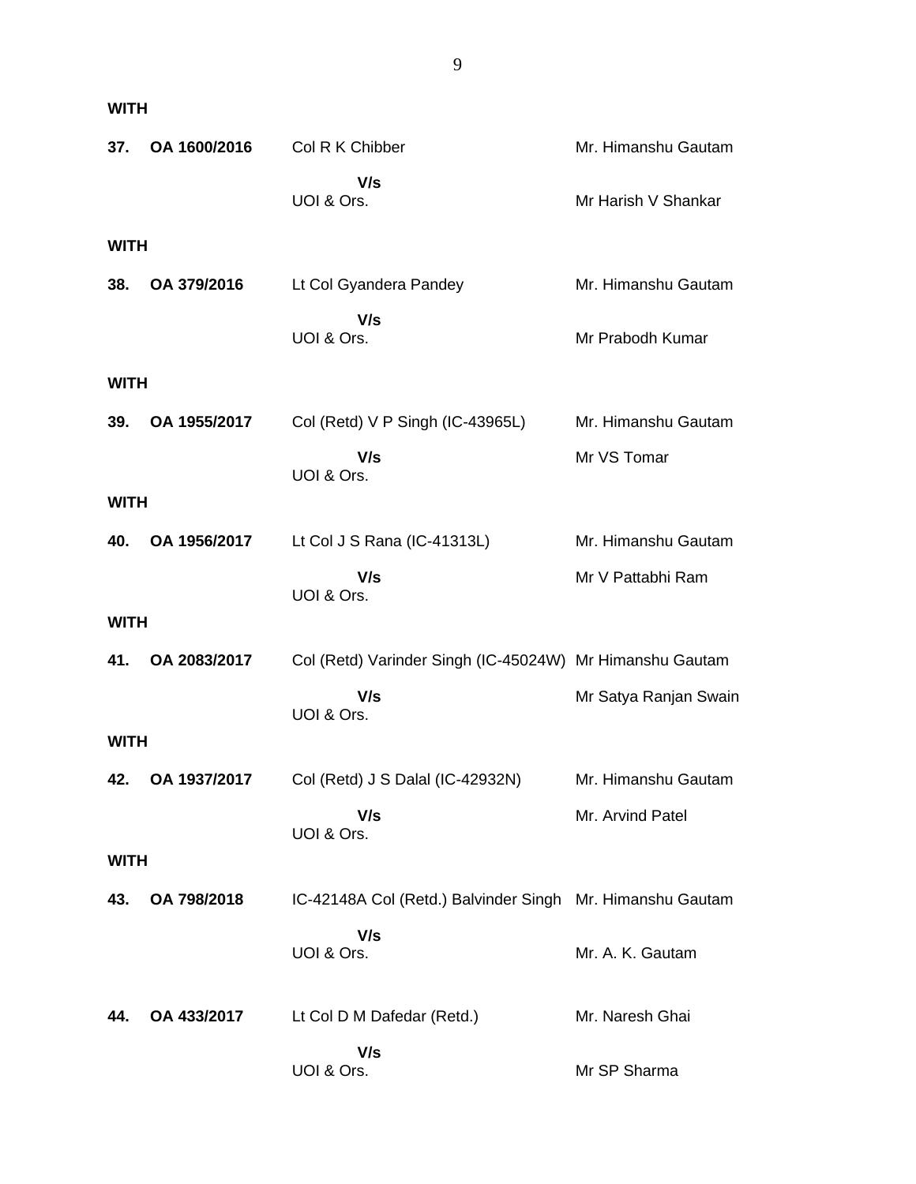**WITH**

**37. OA 1600/2016** Col R K Chibber Mr. Himanshu Gautam

**V/s**

UOI & Ors. Mr Harish V Shankar

**WITH**

**38. OA 379/2016** Lt Col Gyandera Pandey Mr. Himanshu Gautam

**V/s**

UOI & Ors. Mr Prabodh Kumar

**WITH**

**39. OA 1955/2017** Col (Retd) V P Singh (IC-43965L) Mr. Himanshu Gautam

**V/s** Mr VS Tomar

UOI & Ors.

**WITH**

**40. OA 1956/2017** Lt Col J S Rana (IC-41313L) Mr. Himanshu Gautam

**V/s** Mr V Pattabhi Ram

UOI & Ors.

**WITH**

**41. OA 2083/2017** Col (Retd) Varinder Singh (IC-45024W) Mr Himanshu Gautam

**V/s** Mr Satya Ranjan Swain

UOI & Ors.

**WITH**

**42. OA 1937/2017** Col (Retd) J S Dalal (IC-42932N) Mr. Himanshu Gautam

**V/s** Mr. Arvind Patel

UOI & Ors.

**WITH**

**43. OA 798/2018** IC-42148A Col (Retd.) Balvinder Singh Mr. Himanshu Gautam

**V/s**

UOI & Ors. Mr. A. K. Gautam

**44. OA 433/2017** Lt Col D M Dafedar (Retd.) Mr. Naresh Ghai

**V/s**

UOI & Ors. Mr SP Sharma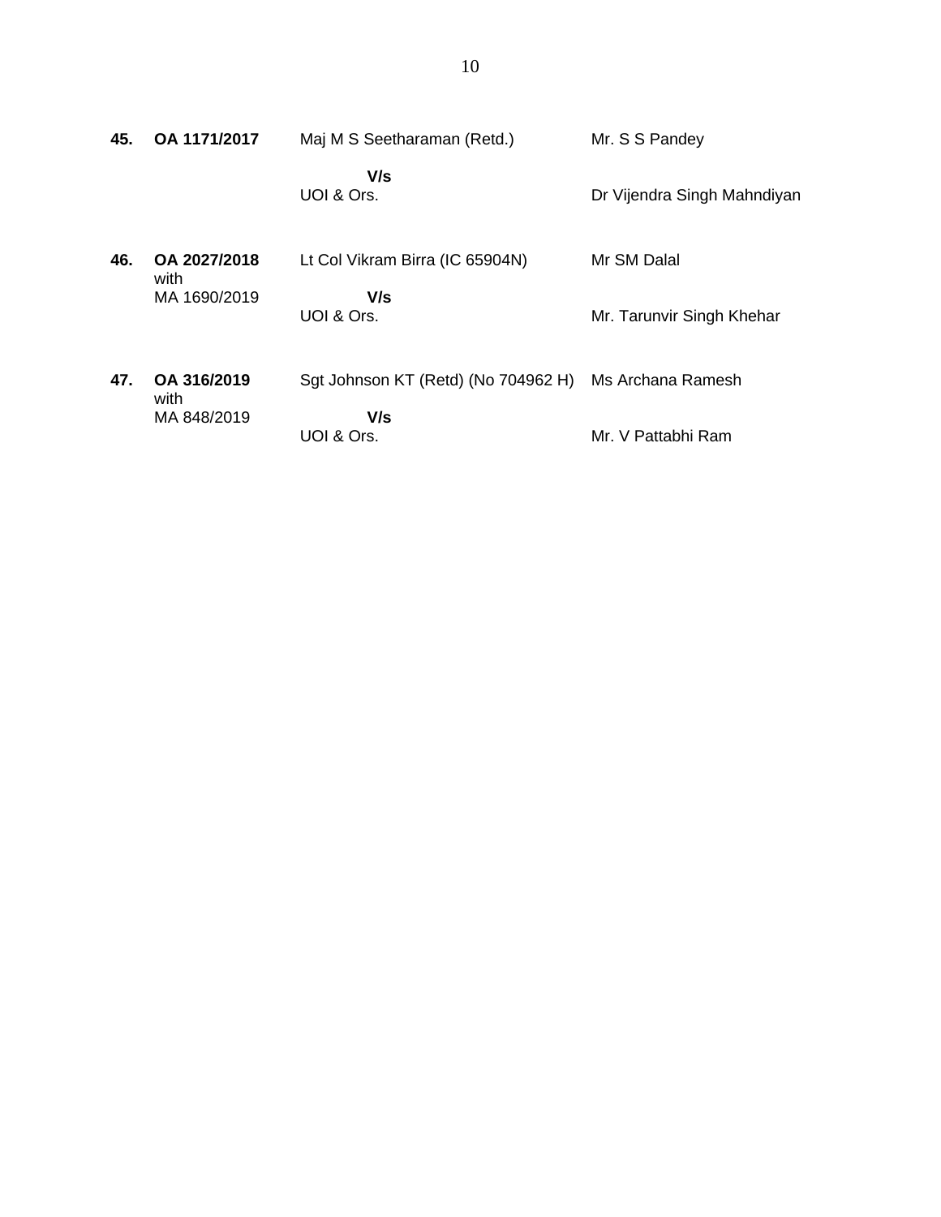| | | | |
|---|---|---|---|
| **45.** | **OA 1171/2017** | Maj M S Seetharaman (Retd.)<br>**V/s**<br>UOI & Ors. | Mr. S S Pandey<br><br>Dr Vijendra Singh Mahndiyan |
| **46.** | **OA 2027/2018** with MA 1690/2019 | Lt Col Vikram Birra (IC 65904N)<br>**V/s**<br>UOI & Ors. | Mr SM Dalal<br><br>Mr. Tarunvir Singh Khehar |
| **47.** | **OA 316/2019** with MA 848/2019 | Sgt Johnson KT (Retd) (No 704962 H)<br>**V/s**<br>UOI & Ors. | Ms Archana Ramesh<br><br>Mr. V Pattabhi Ram |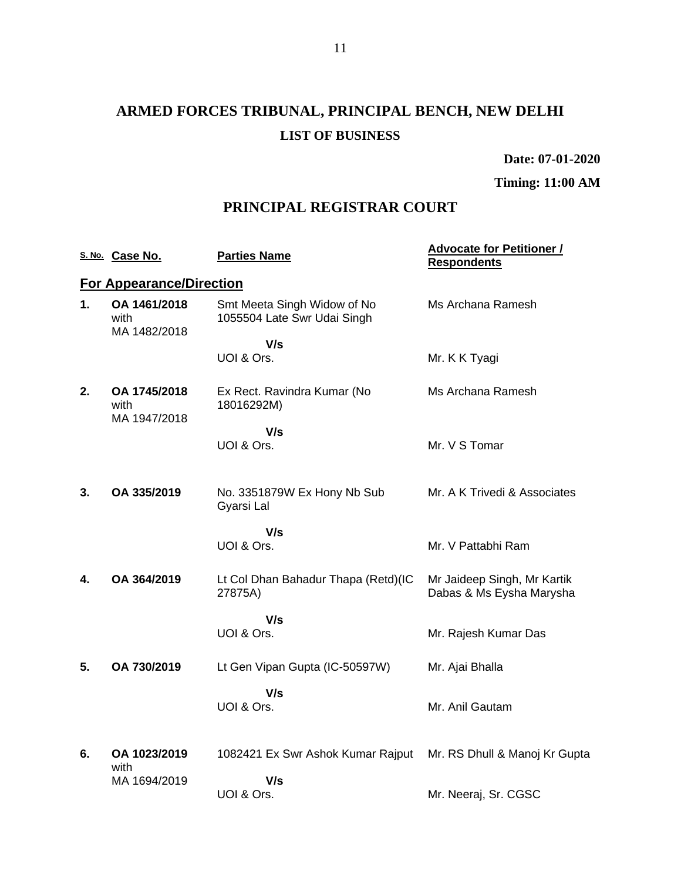# ARMED FORCES TRIBUNAL, PRINCIPAL BENCH, NEW DELHI

## LIST OF BUSINESS

**Date: 07-01-2020**

**Timing: 11:00 AM**

## PRINCIPAL REGISTRAR COURT

| S. No. | Case No. | Parties Name | Advocate for Petitioner / Respondents |
|---|---|---|---|
| **For Appearance/Direction** | | | |
| **1.** | **OA 1461/2018** with MA 1482/2018 | Smt Meeta Singh Widow of No 1055504 Late Swr Udai Singh | Ms Archana Ramesh |
| | | **V/s** UOI & Ors. | Mr. K K Tyagi |
| **2.** | **OA 1745/2018** with MA 1947/2018 | Ex Rect. Ravindra Kumar (No 18016292M) | Ms Archana Ramesh |
| | | **V/s** UOI & Ors. | Mr. V S Tomar |
| **3.** | **OA 335/2019** | No. 3351879W Ex Hony Nb Sub Gyarsi Lal | Mr. A K Trivedi & Associates |
| | | **V/s** UOI & Ors. | Mr. V Pattabhi Ram |
| **4.** | **OA 364/2019** | Lt Col Dhan Bahadur Thapa (Retd)(IC 27875A) | Mr Jaideep Singh, Mr Kartik Dabas & Ms Eysha Marysha |
| | | **V/s** UOI & Ors. | Mr. Rajesh Kumar Das |
| **5.** | **OA 730/2019** | Lt Gen Vipan Gupta (IC-50597W) | Mr. Ajai Bhalla |
| | | **V/s** UOI & Ors. | Mr. Anil Gautam |
| **6.** | **OA 1023/2019** with MA 1694/2019 | 1082421 Ex Swr Ashok Kumar Rajput | Mr. RS Dhull & Manoj Kr Gupta |
| | | **V/s** UOI & Ors. | Mr. Neeraj, Sr. CGSC |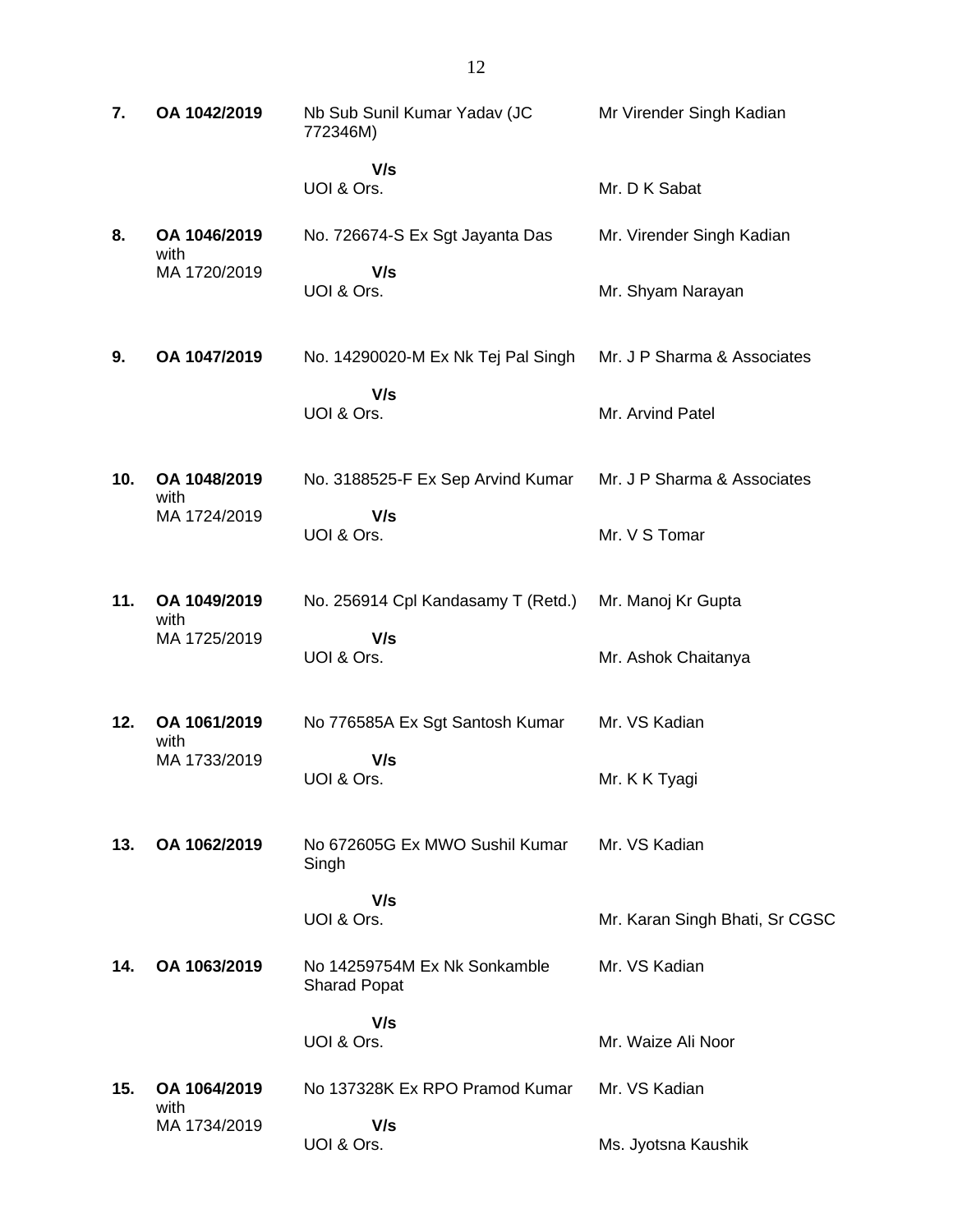| | | | |
|---|---|---|---|
| **7.** | **OA 1042/2019** | Nb Sub Sunil Kumar Yadav (JC 772346M)<br><br>**V/s**<br>UOI & Ors. | Mr Virender Singh Kadian<br><br><br>Mr. D K Sabat |
| **8.** | **OA 1046/2019** with MA 1720/2019 | No. 726674-S Ex Sgt Jayanta Das<br><br>**V/s**<br>UOI & Ors. | Mr. Virender Singh Kadian<br><br><br>Mr. Shyam Narayan |
| **9.** | **OA 1047/2019** | No. 14290020-M Ex Nk Tej Pal Singh<br><br>**V/s**<br>UOI & Ors. | Mr. J P Sharma & Associates<br><br><br>Mr. Arvind Patel |
| **10.** | **OA 1048/2019** with MA 1724/2019 | No. 3188525-F Ex Sep Arvind Kumar<br><br>**V/s**<br>UOI & Ors. | Mr. J P Sharma & Associates<br><br><br>Mr. V S Tomar |
| **11.** | **OA 1049/2019** with MA 1725/2019 | No. 256914 Cpl Kandasamy T (Retd.)<br><br>**V/s**<br>UOI & Ors. | Mr. Manoj Kr Gupta<br><br><br>Mr. Ashok Chaitanya |
| **12.** | **OA 1061/2019** with MA 1733/2019 | No 776585A Ex Sgt Santosh Kumar<br><br>**V/s**<br>UOI & Ors. | Mr. VS Kadian<br><br><br>Mr. K K Tyagi |
| **13.** | **OA 1062/2019** | No 672605G Ex MWO Sushil Kumar Singh<br><br>**V/s**<br>UOI & Ors. | Mr. VS Kadian<br><br><br>Mr. Karan Singh Bhati, Sr CGSC |
| **14.** | **OA 1063/2019** | No 14259754M Ex Nk Sonkamble Sharad Popat<br><br>**V/s**<br>UOI & Ors. | Mr. VS Kadian<br><br><br>Mr. Waize Ali Noor |
| **15.** | **OA 1064/2019** with MA 1734/2019 | No 137328K Ex RPO Pramod Kumar<br><br>**V/s**<br>UOI & Ors. | Mr. VS Kadian<br><br><br>Ms. Jyotsna Kaushik |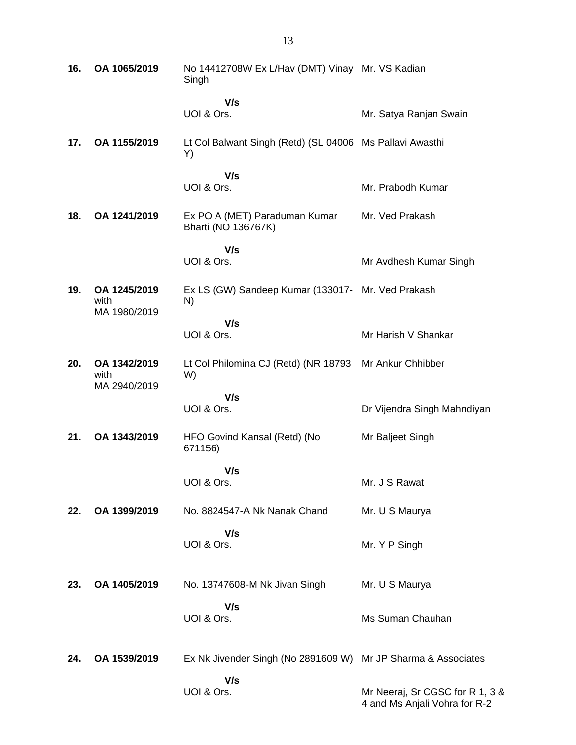| | | | |
|---|---|---|---|
| **16.** | **OA 1065/2019** | No 14412708W Ex L/Hav (DMT) Vinay Singh | Mr. VS Kadian |
| | | **V/s** | |
| | | UOI & Ors. | Mr. Satya Ranjan Swain |
| **17.** | **OA 1155/2019** | Lt Col Balwant Singh (Retd) (SL 04006 Y) | Ms Pallavi Awasthi |
| | | **V/s** | |
| | | UOI & Ors. | Mr. Prabodh Kumar |
| **18.** | **OA 1241/2019** | Ex PO A (MET) Paraduman Kumar Bharti (NO 136767K) | Mr. Ved Prakash |
| | | **V/s** | |
| | | UOI & Ors. | Mr Avdhesh Kumar Singh |
| **19.** | **OA 1245/2019** with MA 1980/2019 | Ex LS (GW) Sandeep Kumar (133017-N) | Mr. Ved Prakash |
| | | **V/s** | |
| | | UOI & Ors. | Mr Harish V Shankar |
| **20.** | **OA 1342/2019** with MA 2940/2019 | Lt Col Philomina CJ (Retd) (NR 18793 W) | Mr Ankur Chhibber |
| | | **V/s** | |
| | | UOI & Ors. | Dr Vijendra Singh Mahndiyan |
| **21.** | **OA 1343/2019** | HFO Govind Kansal (Retd) (No 671156) | Mr Baljeet Singh |
| | | **V/s** | |
| | | UOI & Ors. | Mr. J S Rawat |
| **22.** | **OA 1399/2019** | No. 8824547-A Nk Nanak Chand | Mr. U S Maurya |
| | | **V/s** | |
| | | UOI & Ors. | Mr. Y P Singh |
| **23.** | **OA 1405/2019** | No. 13747608-M Nk Jivan Singh | Mr. U S Maurya |
| | | **V/s** | |
| | | UOI & Ors. | Ms Suman Chauhan |
| **24.** | **OA 1539/2019** | Ex Nk Jivender Singh (No 2891609 W) | Mr JP Sharma & Associates |
| | | **V/s** | |
| | | UOI & Ors. | Mr Neeraj, Sr CGSC for R 1, 3 & 4 and Ms Anjali Vohra for R-2 |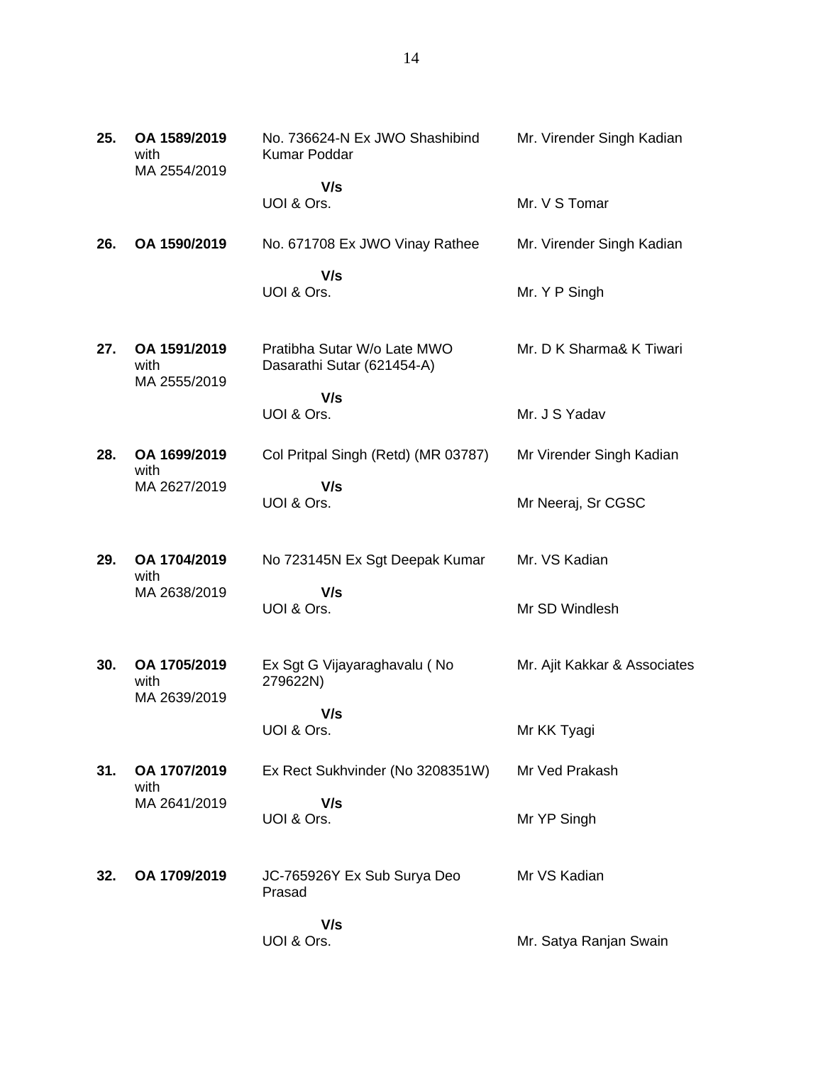| | | | |
|---|---|---|---|
| **25.** | **OA 1589/2019** with MA 2554/2019 | No. 736624-N Ex JWO Shashibind Kumar Poddar<br><br>**V/s**<br>UOI & Ors. | Mr. Virender Singh Kadian<br><br>Mr. V S Tomar |
| **26.** | **OA 1590/2019** | No. 671708 Ex JWO Vinay Rathee<br><br>**V/s**<br>UOI & Ors. | Mr. Virender Singh Kadian<br><br>Mr. Y P Singh |
| **27.** | **OA 1591/2019** with MA 2555/2019 | Pratibha Sutar W/o Late MWO Dasarathi Sutar (621454-A)<br><br>**V/s**<br>UOI & Ors. | Mr. D K Sharma& K Tiwari<br><br>Mr. J S Yadav |
| **28.** | **OA 1699/2019** with MA 2627/2019 | Col Pritpal Singh (Retd) (MR 03787)<br><br>**V/s**<br>UOI & Ors. | Mr Virender Singh Kadian<br><br>Mr Neeraj, Sr CGSC |
| **29.** | **OA 1704/2019** with MA 2638/2019 | No 723145N Ex Sgt Deepak Kumar<br><br>**V/s**<br>UOI & Ors. | Mr. VS Kadian<br><br>Mr SD Windlesh |
| **30.** | **OA 1705/2019** with MA 2639/2019 | Ex Sgt G Vijayaraghavalu ( No 279622N)<br><br>**V/s**<br>UOI & Ors. | Mr. Ajit Kakkar & Associates<br><br>Mr KK Tyagi |
| **31.** | **OA 1707/2019** with MA 2641/2019 | Ex Rect Sukhvinder (No 3208351W)<br><br>**V/s**<br>UOI & Ors. | Mr Ved Prakash<br><br>Mr YP Singh |
| **32.** | **OA 1709/2019** | JC-765926Y Ex Sub Surya Deo Prasad<br><br>**V/s**<br>UOI & Ors. | Mr VS Kadian<br><br>Mr. Satya Ranjan Swain |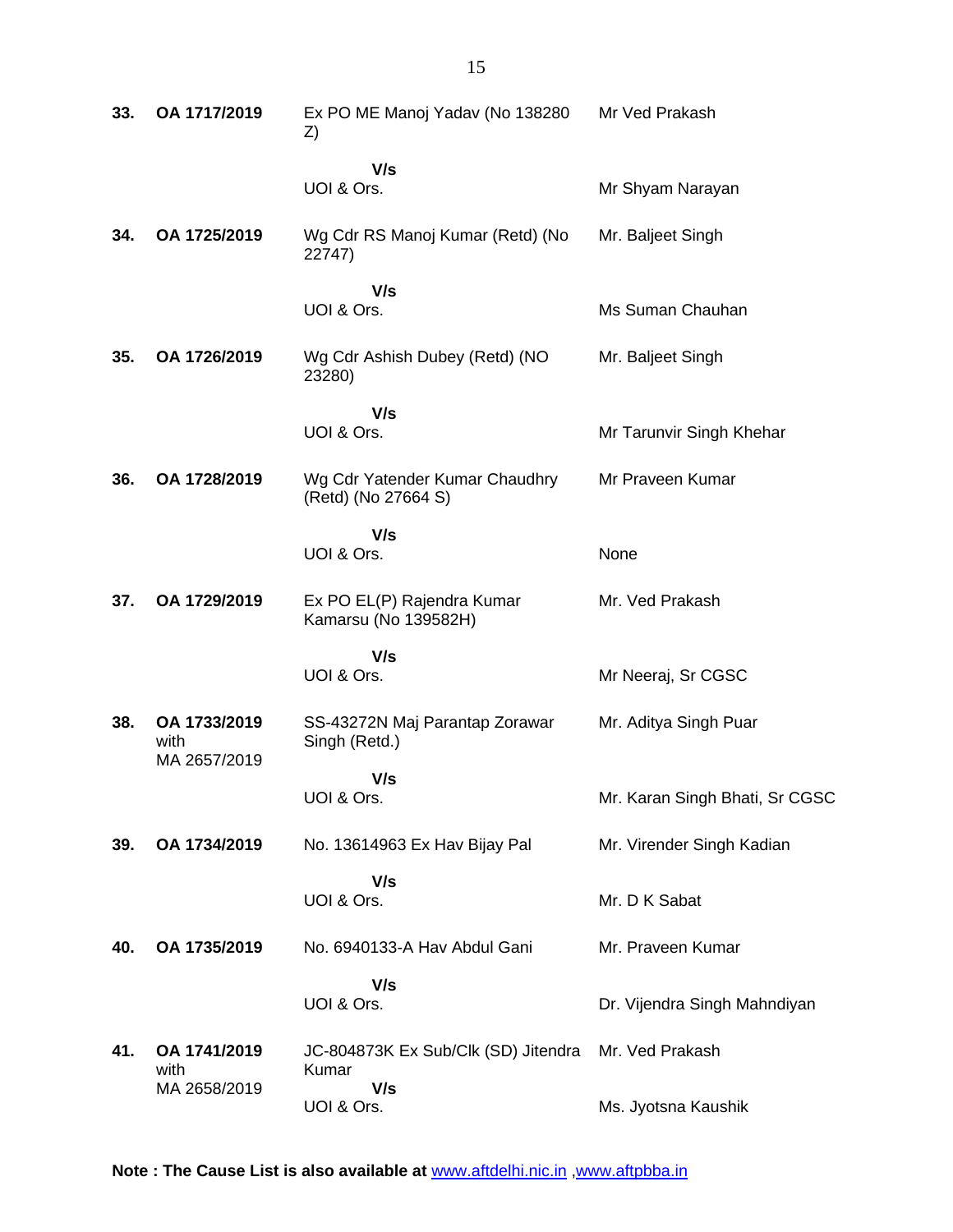| | | | |
|---|---|---|---|
| **33.** | **OA 1717/2019** | Ex PO ME Manoj Yadav (No 138280 Z)<br><br>**V/s**<br>UOI & Ors. | Mr Ved Prakash<br><br><br>Mr Shyam Narayan |
| **34.** | **OA 1725/2019** | Wg Cdr RS Manoj Kumar (Retd) (No 22747)<br><br>**V/s**<br>UOI & Ors. | Mr. Baljeet Singh<br><br><br>Ms Suman Chauhan |
| **35.** | **OA 1726/2019** | Wg Cdr Ashish Dubey (Retd) (NO 23280)<br><br>**V/s**<br>UOI & Ors. | Mr. Baljeet Singh<br><br><br>Mr Tarunvir Singh Khehar |
| **36.** | **OA 1728/2019** | Wg Cdr Yatender Kumar Chaudhry (Retd) (No 27664 S)<br><br>**V/s**<br>UOI & Ors. | Mr Praveen Kumar<br><br><br>None |
| **37.** | **OA 1729/2019** | Ex PO EL(P) Rajendra Kumar Kamarsu (No 139582H)<br><br>**V/s**<br>UOI & Ors. | Mr. Ved Prakash<br><br><br>Mr Neeraj, Sr CGSC |
| **38.** | **OA 1733/2019** with MA 2657/2019 | SS-43272N Maj Parantap Zorawar Singh (Retd.)<br><br>**V/s**<br>UOI & Ors. | Mr. Aditya Singh Puar<br><br><br>Mr. Karan Singh Bhati, Sr CGSC |
| **39.** | **OA 1734/2019** | No. 13614963 Ex Hav Bijay Pal<br><br>**V/s**<br>UOI & Ors. | Mr. Virender Singh Kadian<br><br><br>Mr. D K Sabat |
| **40.** | **OA 1735/2019** | No. 6940133-A Hav Abdul Gani<br><br>**V/s**<br>UOI & Ors. | Mr. Praveen Kumar<br><br><br>Dr. Vijendra Singh Mahndiyan |
| **41.** | **OA 1741/2019** with MA 2658/2019 | JC-804873K Ex Sub/Clk (SD) Jitendra Kumar<br>**V/s**<br>UOI & Ors. | Mr. Ved Prakash<br><br><br>Ms. Jyotsna Kaushik |

**Note : The Cause List is also available at** www.aftdelhi.nic.in ,www.aftpbba.in